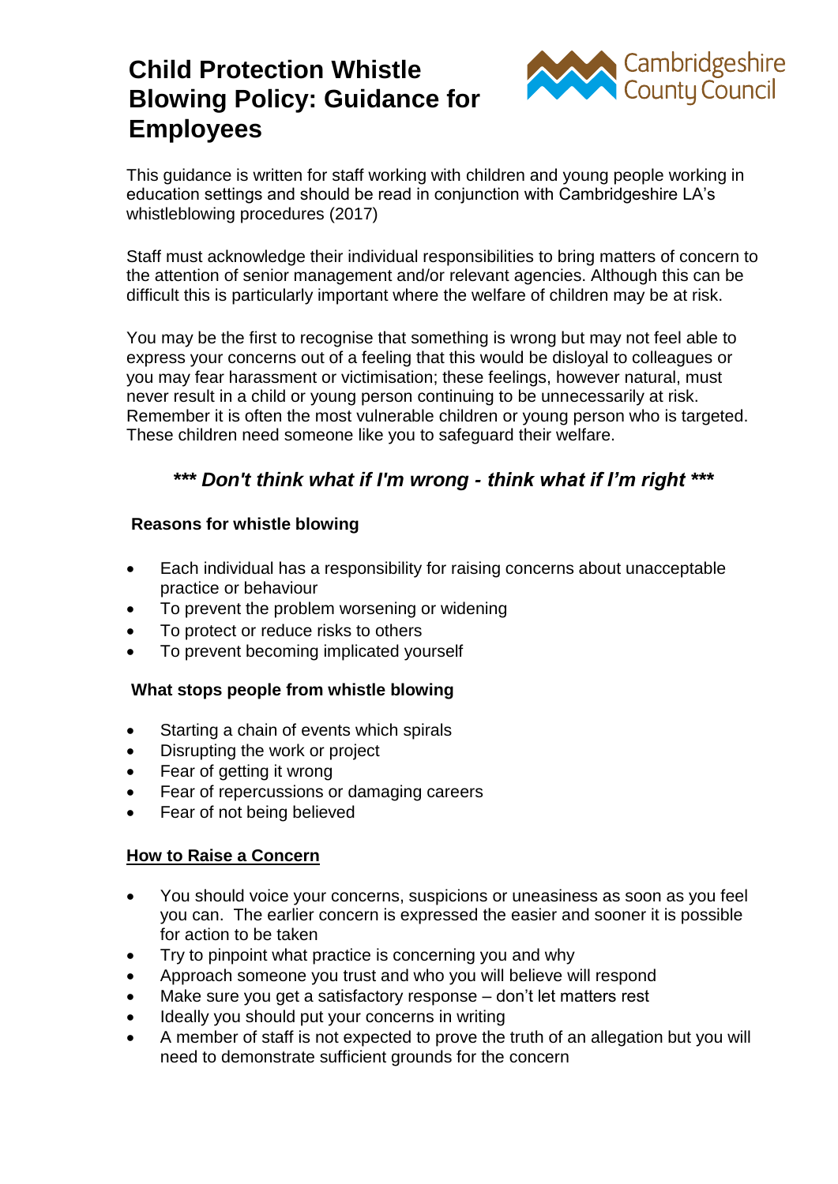# Child Protection Whistle Blowing Policy: Guidance for Employees

Cambridgeshire County Council

This guidance is written for staff working with children and young people working in education settings and should be read in conjunction with Cambridgeshire LA's whistleblowing procedures (2017)

Staff must acknowledge their individual responsibilities to bring matters of concern to the attention of senior management and/or relevant agencies. Although this can be difficult this is particularly important where the welfare of children may be at risk.

You may be the first to recognise that something is wrong but may not feel able to express your concerns out of a feeling that this would be disloyal to colleagues or you may fear harassment or victimisation; these feelings, however natural, must never result in a child or young person continuing to be unnecessarily at risk. Remember it is often the most vulnerable children or young person who is targeted. These children need someone like you to safeguard their welfare.

***\*\*\* Don't think what if I'm wrong - think what if I'm right \*\*\****

### Reasons for whistle blowing

- Each individual has a responsibility for raising concerns about unacceptable practice or behaviour
- To prevent the problem worsening or widening
- To protect or reduce risks to others
- To prevent becoming implicated yourself

### What stops people from whistle blowing

- Starting a chain of events which spirals
- Disrupting the work or project
- Fear of getting it wrong
- Fear of repercussions or damaging careers
- Fear of not being believed

### How to Raise a Concern

- You should voice your concerns, suspicions or uneasiness as soon as you feel you can. The earlier concern is expressed the easier and sooner it is possible for action to be taken
- Try to pinpoint what practice is concerning you and why
- Approach someone you trust and who you will believe will respond
- Make sure you get a satisfactory response – don't let matters rest
- Ideally you should put your concerns in writing
- A member of staff is not expected to prove the truth of an allegation but you will need to demonstrate sufficient grounds for the concern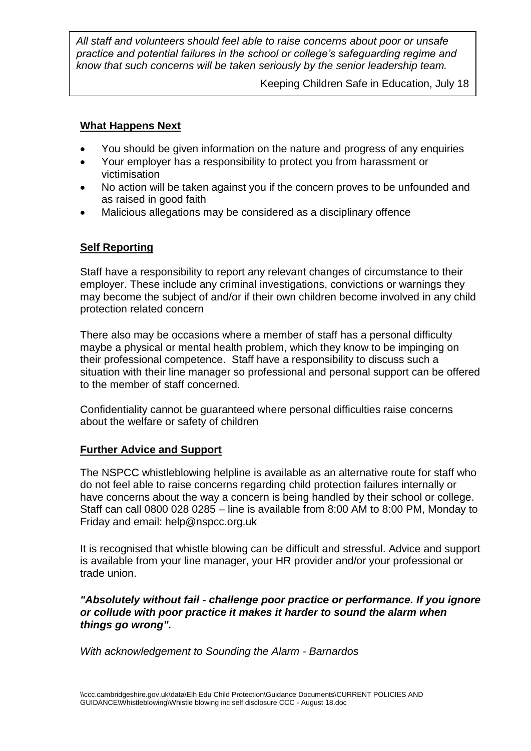> *All staff and volunteers should feel able to raise concerns about poor or unsafe practice and potential failures in the school or college's safeguarding regime and know that such concerns will be taken seriously by the senior leadership team.*
>
> Keeping Children Safe in Education, July 18

## What Happens Next

- You should be given information on the nature and progress of any enquiries
- Your employer has a responsibility to protect you from harassment or victimisation
- No action will be taken against you if the concern proves to be unfounded and as raised in good faith
- Malicious allegations may be considered as a disciplinary offence

## Self Reporting

Staff have a responsibility to report any relevant changes of circumstance to their employer. These include any criminal investigations, convictions or warnings they may become the subject of and/or if their own children become involved in any child protection related concern

There also may be occasions where a member of staff has a personal difficulty maybe a physical or mental health problem, which they know to be impinging on their professional competence. Staff have a responsibility to discuss such a situation with their line manager so professional and personal support can be offered to the member of staff concerned.

Confidentiality cannot be guaranteed where personal difficulties raise concerns about the welfare or safety of children

## Further Advice and Support

The NSPCC whistleblowing helpline is available as an alternative route for staff who do not feel able to raise concerns regarding child protection failures internally or have concerns about the way a concern is being handled by their school or college. Staff can call 0800 028 0285 – line is available from 8:00 AM to 8:00 PM, Monday to Friday and email: help@nspcc.org.uk

It is recognised that whistle blowing can be difficult and stressful. Advice and support is available from your line manager, your HR provider and/or your professional or trade union.

***"Absolutely without fail - challenge poor practice or performance. If you ignore or collude with poor practice it makes it harder to sound the alarm when things go wrong".***

*With acknowledgement to Sounding the Alarm - Barnardos*

\\ccc.cambridgeshire.gov.uk\data\Elh Edu Child Protection\Guidance Documents\CURRENT POLICIES AND GUIDANCE\Whistleblowing\Whistle blowing inc self disclosure CCC - August 18.doc